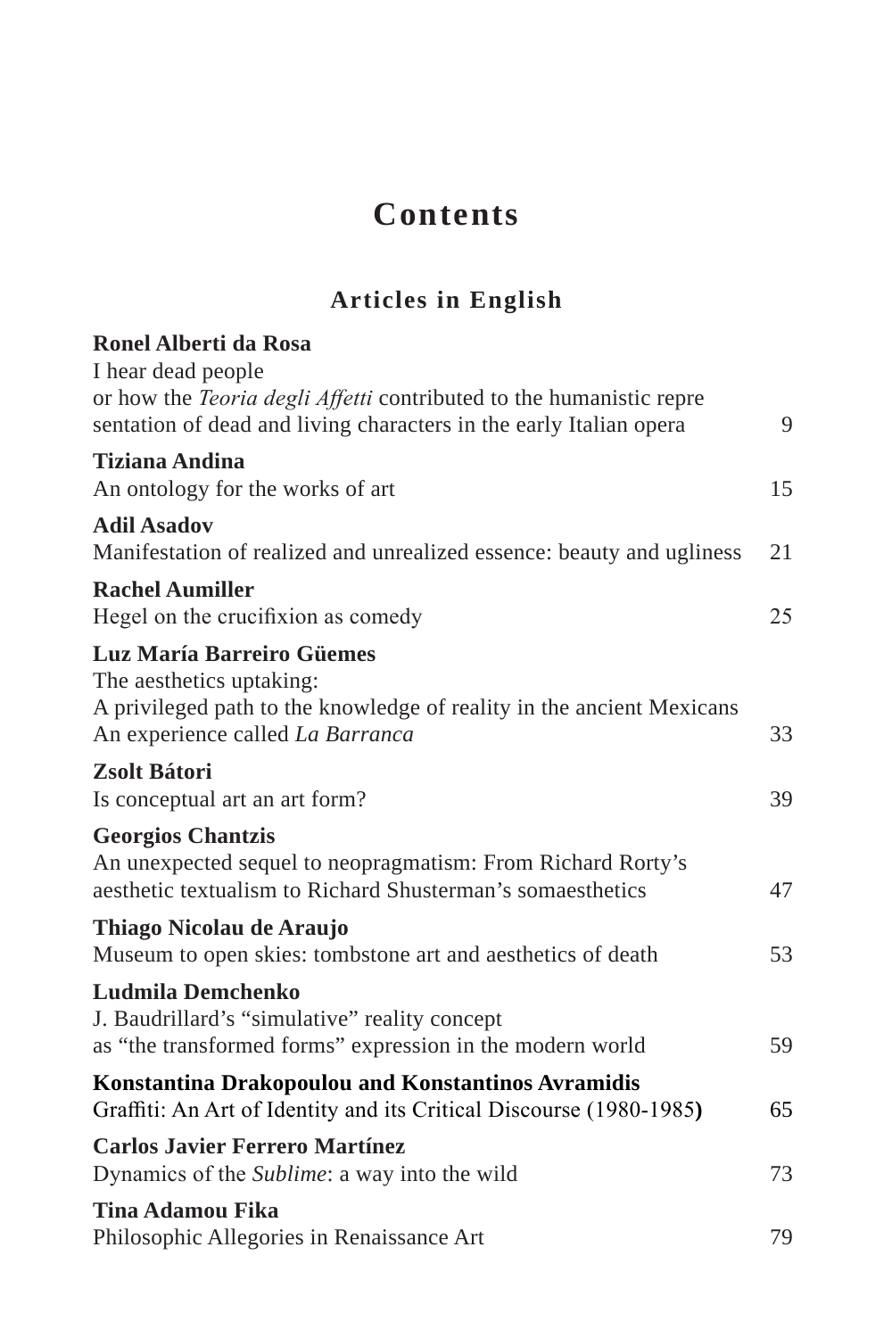# Contents

## Articles in English

**Ronel Alberti da Rosa**
I hear dead people
or how the *Teoria degli Affetti* contributed to the humanistic repre sentation of dead and living characters in the early Italian opera 9

**Tiziana Andina**
An ontology for the works of art 15

**Adil Asadov**
Manifestation of realized and unrealized essence: beauty and ugliness 21

**Rachel Aumiller**
Hegel on the crucifixion as comedy 25

**Luz María Barreiro Güemes**
The aesthetics uptaking:
A privileged path to the knowledge of reality in the ancient Mexicans
An experience called *La Barranca* 33

**Zsolt Bátori**
Is conceptual art an art form? 39

**Georgios Chantzis**
An unexpected sequel to neopragmatism: From Richard Rorty's aesthetic textualism to Richard Shusterman's somaesthetics 47

**Thiago Nicolau de Araujo**
Museum to open skies: tombstone art and aesthetics of death 53

**Ludmila Demchenko**
J. Baudrillard's "simulative" reality concept
as "the transformed forms" expression in the modern world 59

**Konstantina Drakopoulou and Konstantinos Avramidis**
Graffiti: An Art of Identity and its Critical Discourse (1980-1985**)** 65

**Carlos Javier Ferrero Martínez**
Dynamics of the *Sublime*: a way into the wild 73

**Tina Adamou Fika**
Philosophic Allegories in Renaissance Art 79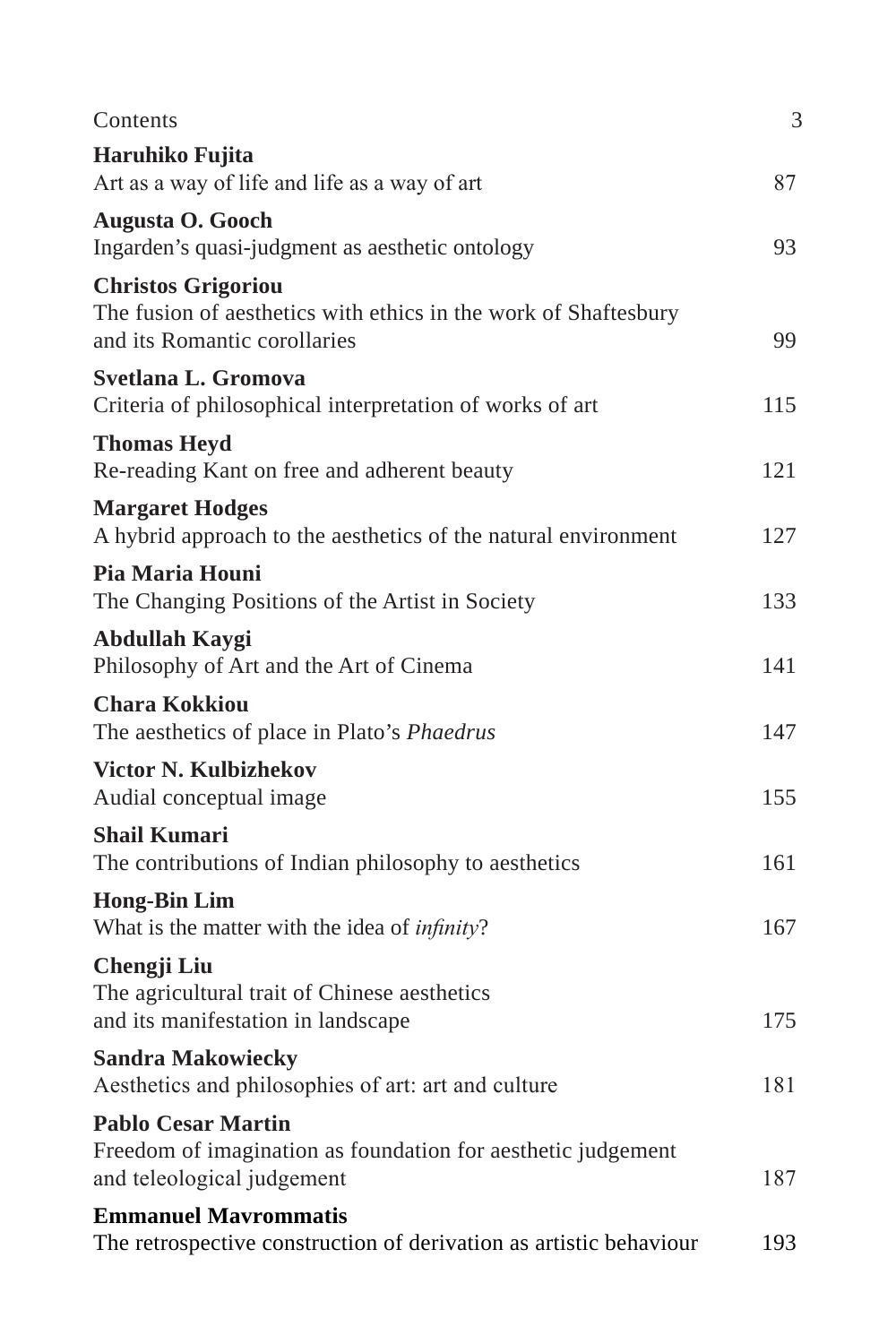Contents 3

**Haruhiko Fujita**
Art as a way of life and life as a way of art 87

**Augusta O. Gooch**
Ingarden's quasi-judgment as aesthetic ontology 93

**Christos Grigoriou**
The fusion of aesthetics with ethics in the work of Shaftesbury and its Romantic corollaries 99

**Svetlana L. Gromova**
Criteria of philosophical interpretation of works of art 115

**Thomas Heyd**
Re-reading Kant on free and adherent beauty 121

**Margaret Hodges**
A hybrid approach to the aesthetics of the natural environment 127

**Pia Maria Houni**
The Changing Positions of the Artist in Society 133

**Abdullah Kaygi**
Philosophy of Art and the Art of Cinema 141

**Chara Kokkiou**
The aesthetics of place in Plato's *Phaedrus* 147

**Victor N. Kulbizhekov**
Audial conceptual image 155

**Shail Kumari**
The contributions of Indian philosophy to aesthetics 161

**Hong-Bin Lim**
What is the matter with the idea of *infinity*? 167

**Chengji Liu**
The agricultural trait of Chinese aesthetics and its manifestation in landscape 175

**Sandra Makowiecky**
Aesthetics and philosophies of art: art and culture 181

**Pablo Cesar Martin**
Freedom of imagination as foundation for aesthetic judgement and teleological judgement 187

**Emmanuel Mavrommatis**
The retrospective construction of derivation as artistic behaviour 193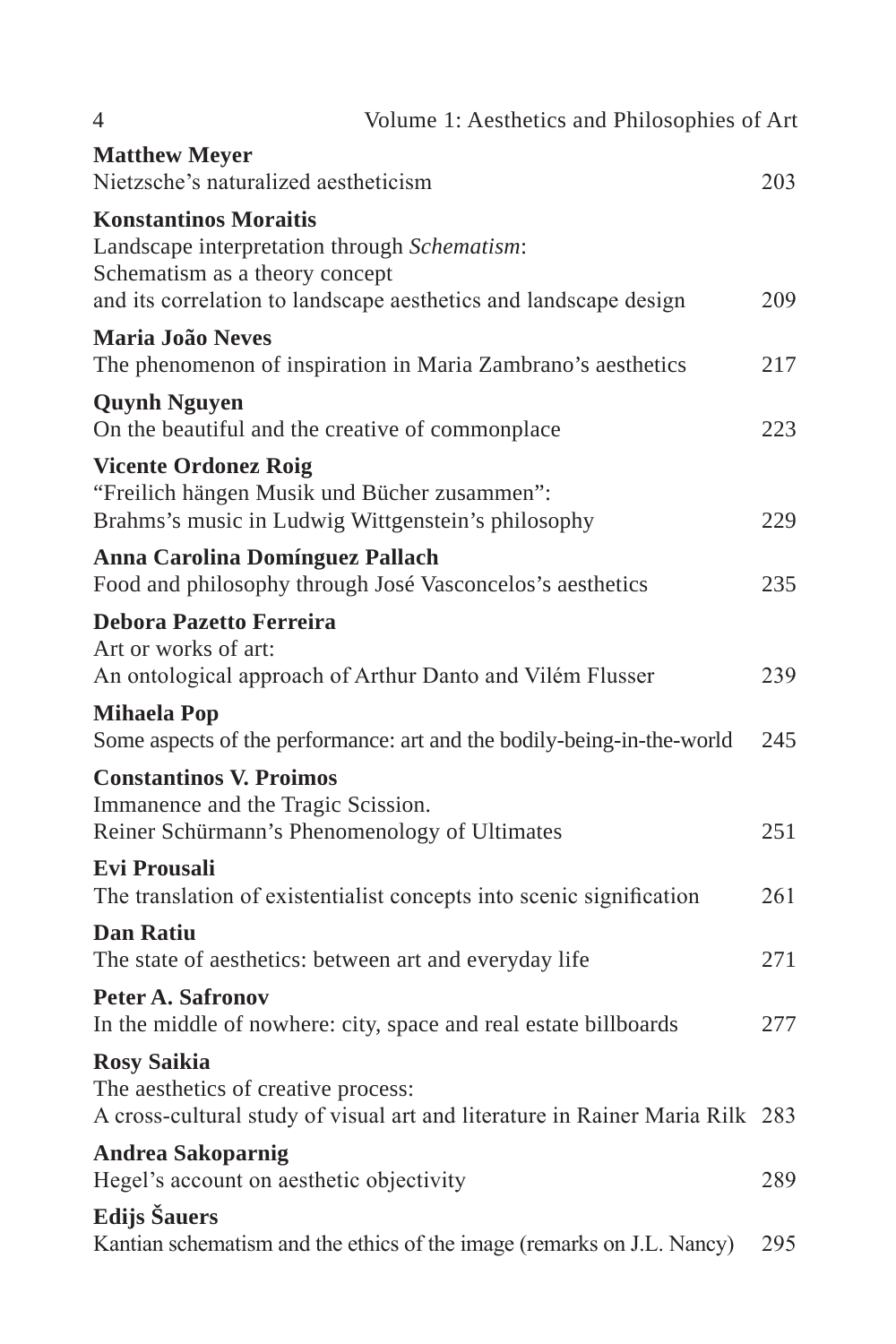**Matthew Meyer**
Nietzsche's naturalized aestheticism 203

**Konstantinos Moraitis**
Landscape interpretation through *Schematism*:
Schematism as a theory concept
and its correlation to landscape aesthetics and landscape design 209

**Maria João Neves**
The phenomenon of inspiration in Maria Zambrano's aesthetics 217

**Quynh Nguyen**
On the beautiful and the creative of commonplace 223

**Vicente Ordonez Roig**
"Freilich hängen Musik und Bücher zusammen":
Brahms's music in Ludwig Wittgenstein's philosophy 229

**Anna Carolina Domínguez Pallach**
Food and philosophy through José Vasconcelos's aesthetics 235

**Debora Pazetto Ferreira**
Art or works of art:
An ontological approach of Arthur Danto and Vilém Flusser 239

**Mihaela Pop**
Some aspects of the performance: art and the bodily-being-in-the-world 245

**Constantinos V. Proimos**
Immanence and the Tragic Scission.
Reiner Schürmann's Phenomenology of Ultimates 251

**Evi Prousali**
The translation of existentialist concepts into scenic signification 261

**Dan Ratiu**
The state of aesthetics: between art and everyday life 271

**Peter A. Safronov**
In the middle of nowhere: city, space and real estate billboards 277

**Rosy Saikia**
The aesthetics of creative process:
A cross-cultural study of visual art and literature in Rainer Maria Rilk 283

**Andrea Sakoparnig**
Hegel's account on aesthetic objectivity 289

**Edijs Šauers**
Kantian schematism and the ethics of the image (remarks on J.L. Nancy) 295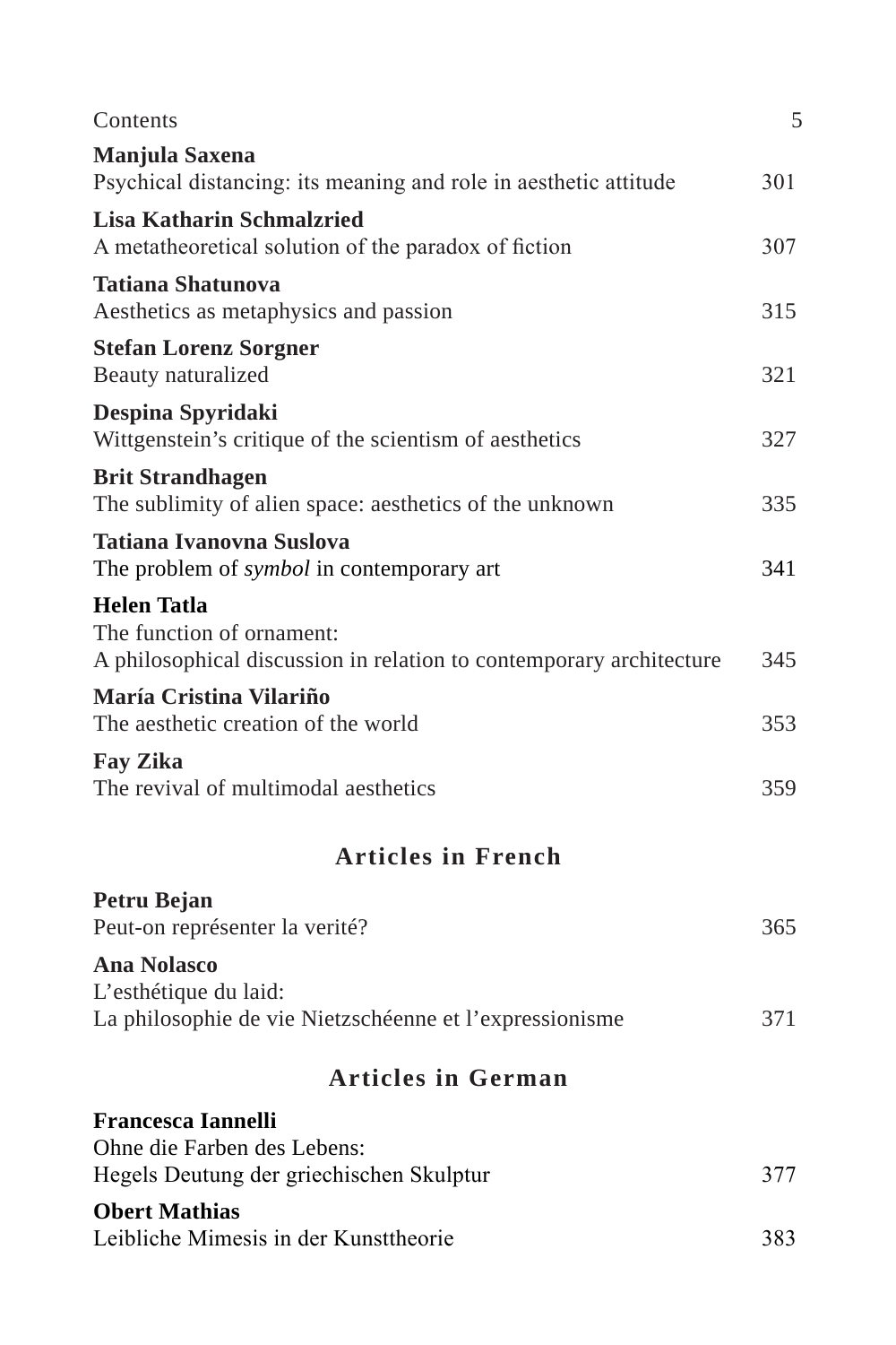**Manjula Saxena**
Psychical distancing: its meaning and role in aesthetic attitude 301

**Lisa Katharin Schmalzried**
A metatheoretical solution of the paradox of fiction 307

**Tatiana Shatunova**
Aesthetics as metaphysics and passion 315

**Stefan Lorenz Sorgner**
Beauty naturalized 321

**Despina Spyridaki**
Wittgenstein's critique of the scientism of aesthetics 327

**Brit Strandhagen**
The sublimity of alien space: aesthetics of the unknown 335

**Tatiana Ivanovna Suslova**
The problem of *symbol* in contemporary art 341

**Helen Tatla**
The function of ornament:
A philosophical discussion in relation to contemporary architecture 345

**María Cristina Vilariño**
The aesthetic creation of the world 353

**Fay Zika**
The revival of multimodal aesthetics 359

## Articles in French

**Petru Bejan**
Peut-on représenter la verité? 365

**Ana Nolasco**
L'esthétique du laid:
La philosophie de vie Nietzschéenne et l'expressionisme 371

## Articles in German

**Francesca Iannelli**
Ohne die Farben des Lebens:
Hegels Deutung der griechischen Skulptur 377

**Obert Mathias**
Leibliche Mimesis in der Kunsttheorie 383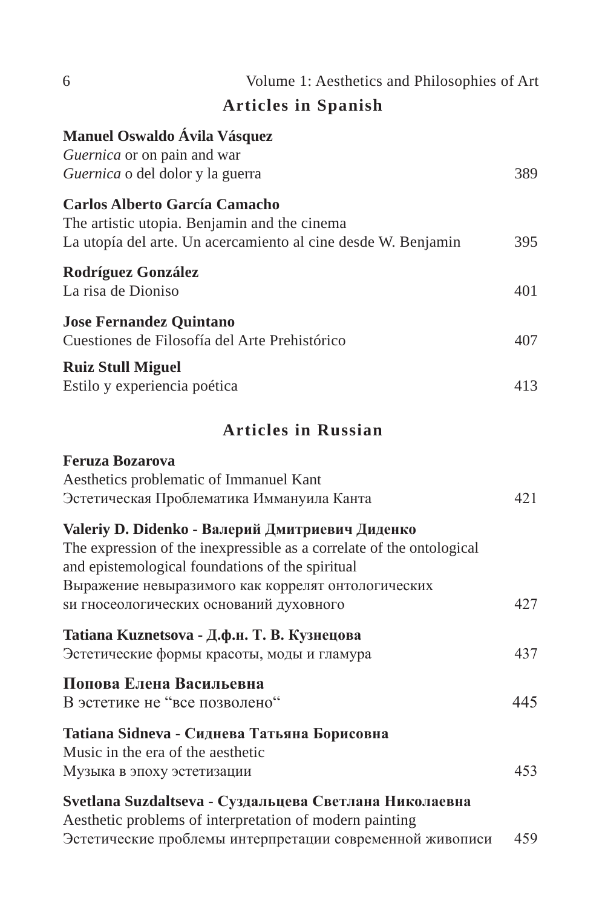## Articles in Spanish

**Manuel Oswaldo Ávila Vásquez**
*Guernica* or on pain and war
*Guernica* o del dolor y la guerra 389

**Carlos Alberto García Camacho**
The artistic utopia. Benjamin and the cinema
La utopía del arte. Un acercamiento al cine desde W. Benjamin 395

**Rodríguez González**
La risa de Dioniso 401

**Jose Fernandez Quintano**
Cuestiones de Filosofía del Arte Prehistórico 407

**Ruiz Stull Miguel**
Estilo y experiencia poética 413

## Articles in Russian

**Feruza Bozarova**
Aesthetics problematic of Immanuel Kant
Эстетическая Проблематика Иммануила Канта 421

**Valeriy D. Didenko - Валерий Дмитриевич Диденко**
The expression of the inexpressible as a correlate of the ontological and epistemological foundations of the spiritual
Выражение невыразимого как коррелят онтологических sи гносеологических оснований духовного 427

**Tatiana Kuznetsova - Д.ф.н. Т. В. Кузнецова**
Эстетические формы красоты, моды и гламура 437

**Попова Елена Васильевна**
В эстетике не “все позволено“ 445

**Tatiana Sidneva - Сиднева Татьяна Борисовна**
Music in the era of the aesthetic
Музыка в эпоху эстетизации 453

**Svetlana Suzdaltseva - Суздальцева Светлана Николаевна**
Aesthetic problems of interpretation of modern painting
Эстетические проблемы интерпретации современной живописи 459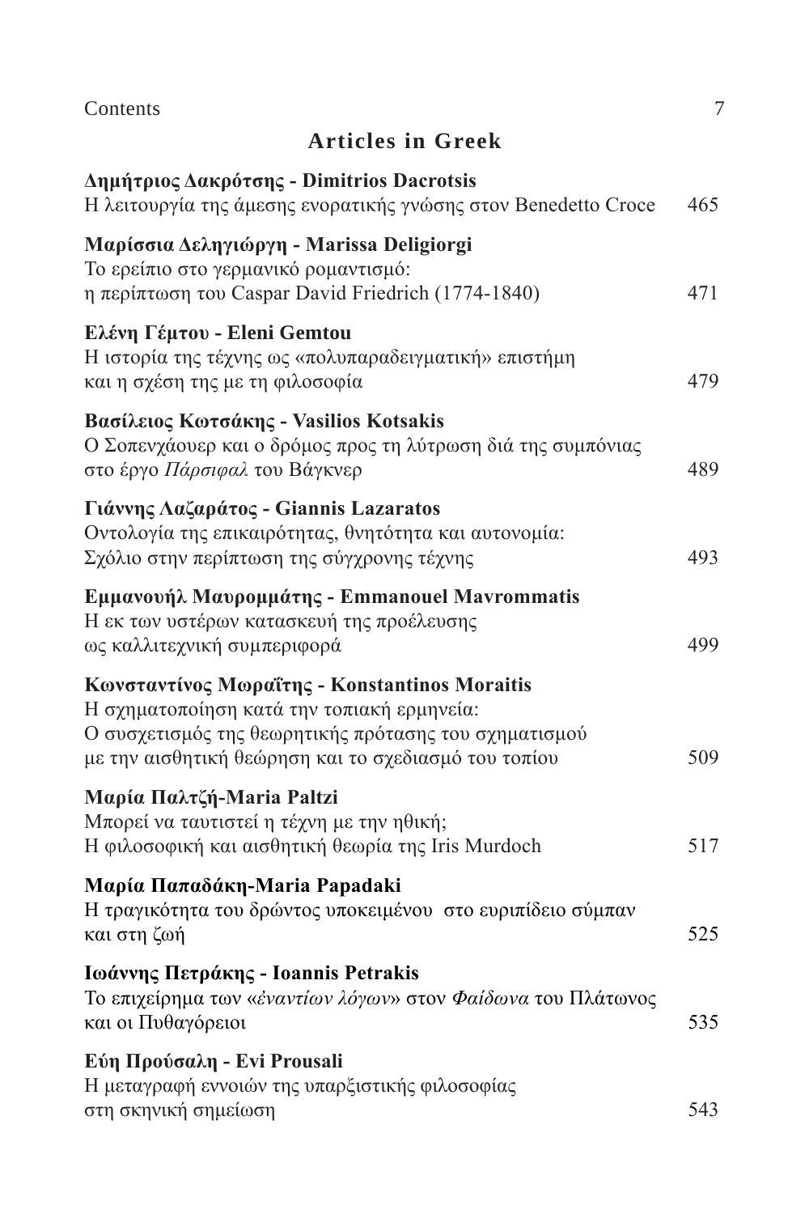## Articles in Greek

**Δημήτριος Δακρότσης - Dimitrios Dacrotsis**
Η λειτουργία της άμεσης ενορατικής γνώσης στον Benedetto Croce 465

**Μαρίσσια Δεληγιώργη - Marissa Deligiorgi**
Το ερείπιο στο γερμανικό ρομαντισμό:
η περίπτωση του Caspar David Friedrich (1774-1840) 471

**Ελένη Γέμτου - Eleni Gemtou**
Η ιστορία της τέχνης ως «πολυπαραδειγματική» επιστήμη
και η σχέση της με τη φιλοσοφία 479

**Βασίλειος Κωτσάκης - Vasilios Kotsakis**
Ο Σοπενχάουερ και ο δρόμος προς τη λύτρωση διά της συμπόνιας
στο έργο *Πάρσιφαλ* του Βάγκνερ 489

**Γιάννης Λαζαράτος - Giannis Lazaratos**
Οντολογία της επικαιρότητας, θνητότητα και αυτονομία:
Σχόλιο στην περίπτωση της σύγχρονης τέχνης 493

**Εμμανουήλ Μαυρομμάτης - Emmanouel Mavrommatis**
Η εκ των υστέρων κατασκευή της προέλευσης
ως καλλιτεχνική συμπεριφορά 499

**Κωνσταντίνος Μωραΐτης - Konstantinos Moraitis**
Η σχηματοποίηση κατά την τοπιακή ερμηνεία:
Ο συσχετισμός της θεωρητικής πρότασης του σχηματισμού
με την αισθητική θεώρηση και το σχεδιασμό του τοπίου 509

**Μαρία Παλτζή-Maria Paltzi**
Μπορεί να ταυτιστεί η τέχνη με την ηθική;
Η φιλοσοφική και αισθητική θεωρία της Iris Murdoch 517

**Μαρία Παπαδάκη-Maria Papadaki**
Η τραγικότητα του δρώντος υποκειμένου στο ευριπίδειο σύμπαν
και στη ζωή 525

**Ιωάννης Πετράκης - Ioannis Petrakis**
Το επιχείρημα των «*ἐναντίων λόγων*» στον *Φαίδωνα* του Πλάτωνος
και οι Πυθαγόρειοι 535

**Εύη Προύσαλη - Evi Prousali**
Η μεταγραφή εννοιών της υπαρξιστικής φιλοσοφίας
στη σκηνική σημείωση 543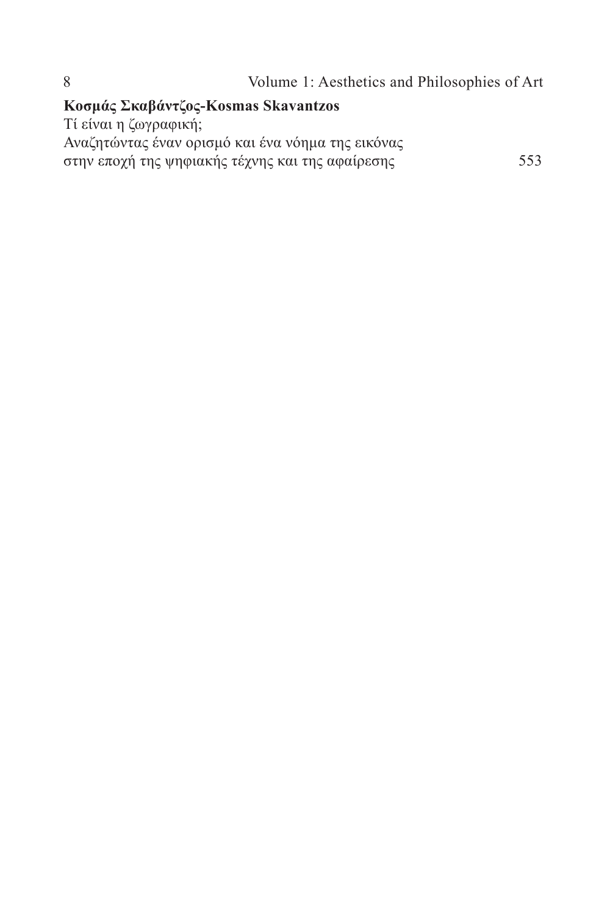**Κοσμάς Σκαβάντζος-Kosmas Skavantzos**
Τί είναι η ζωγραφική;
Αναζητώντας έναν ορισμό και ένα νόημα της εικόνας
στην εποχή της ψηφιακής τέχνης και της αφαίρεσης 553